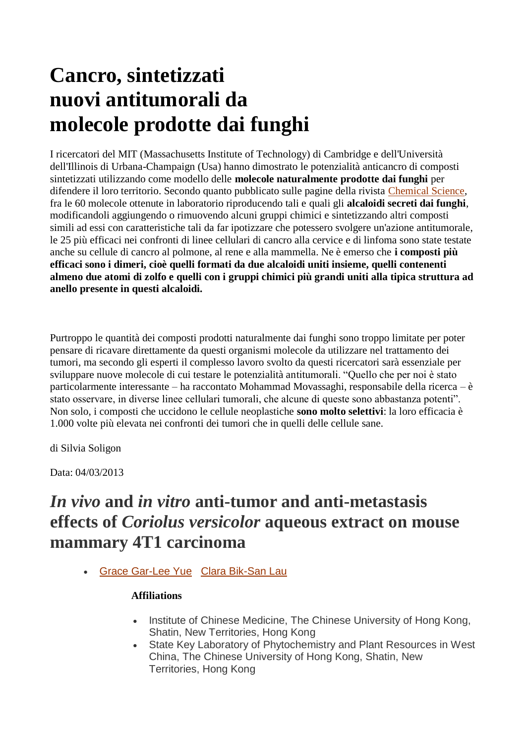# Cancro, sintetizzati nuovi antitumorali da molecole prodotte dai funghi

I ricercatori del MIT (Massachusetts Institute of Technology) di Cambridge e dell'Università dell'Illinois di Urbana-Champaign (Usa) hanno dimostrato le potenzialità anticancro di composti sintetizzati utilizzando come modello delle **molecole naturalmente prodotte dai funghi** per difendere il loro territorio. Secondo quanto pubblicato sulle pagine della rivista Chemical Science, fra le 60 molecole ottenute in laboratorio riproducendo tali e quali gli **alcaloidi secreti dai funghi**, modificandoli aggiungendo o rimuovendo alcuni gruppi chimici e sintetizzando altri composti simili ad essi con caratteristiche tali da far ipotizzare che potessero svolgere un'azione antitumorale, le 25 più efficaci nei confronti di linee cellulari di cancro alla cervice e di linfoma sono state testate anche su cellule di cancro al polmone, al rene e alla mammella. Ne è emerso che **i composti più efficaci sono i dimeri, cioè quelli formati da due alcaloidi uniti insieme, quelli contenenti almeno due atomi di zolfo e quelli con i gruppi chimici più grandi uniti alla tipica struttura ad anello presente in questi alcaloidi.**

Purtroppo le quantità dei composti prodotti naturalmente dai funghi sono troppo limitate per poter pensare di ricavare direttamente da questi organismi molecole da utilizzare nel trattamento dei tumori, ma secondo gli esperti il complesso lavoro svolto da questi ricercatori sarà essenziale per sviluppare nuove molecole di cui testare le potenzialità antitumorali. "Quello che per noi è stato particolarmente interessante – ha raccontato Mohammad Movassaghi, responsabile della ricerca – è stato osservare, in diverse linee cellulari tumorali, che alcune di queste sono abbastanza potenti". Non solo, i composti che uccidono le cellule neoplastiche **sono molto selettivi**: la loro efficacia è 1.000 volte più elevata nei confronti dei tumori che in quelli delle cellule sane.

di Silvia Soligon

Data: 04/03/2013

## *In vivo* and *in vitro* anti-tumor and anti-metastasis effects of *Coriolus versicolor* aqueous extract on mouse mammary 4T1 carcinoma

- Grace Gar-Lee Yue Clara Bik-San Lau

**Affiliations**

- Institute of Chinese Medicine, The Chinese University of Hong Kong, Shatin, New Territories, Hong Kong
- State Key Laboratory of Phytochemistry and Plant Resources in West China, The Chinese University of Hong Kong, Shatin, New Territories, Hong Kong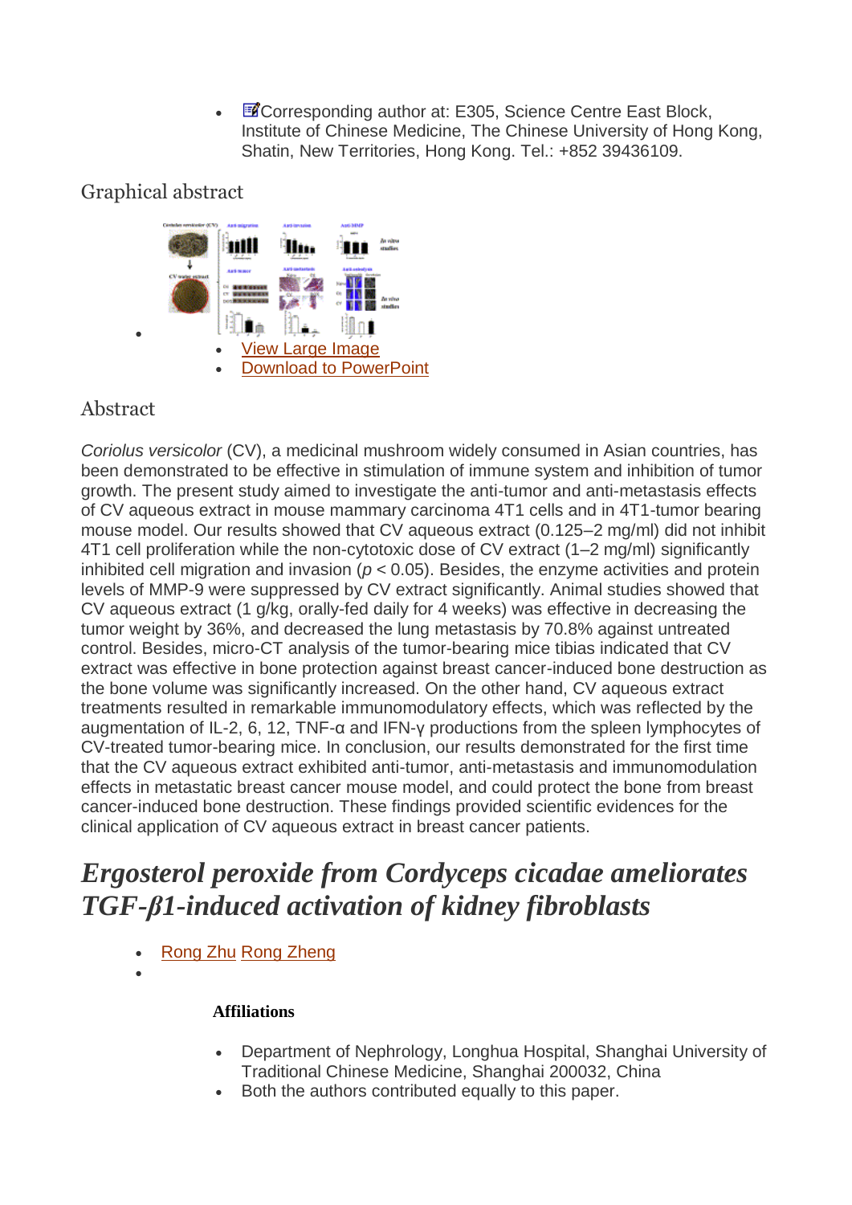- Corresponding author at: E305, Science Centre East Block, Institute of Chinese Medicine, The Chinese University of Hong Kong, Shatin, New Territories, Hong Kong. Tel.: +852 39436109.

## Graphical abstract

- View Large Image
- Download to PowerPoint

## Abstract

*Coriolus versicolor* (CV), a medicinal mushroom widely consumed in Asian countries, has been demonstrated to be effective in stimulation of immune system and inhibition of tumor growth. The present study aimed to investigate the anti-tumor and anti-metastasis effects of CV aqueous extract in mouse mammary carcinoma 4T1 cells and in 4T1-tumor bearing mouse model. Our results showed that CV aqueous extract (0.125–2 mg/ml) did not inhibit 4T1 cell proliferation while the non-cytotoxic dose of CV extract (1–2 mg/ml) significantly inhibited cell migration and invasion ($p < 0.05$). Besides, the enzyme activities and protein levels of MMP-9 were suppressed by CV extract significantly. Animal studies showed that CV aqueous extract (1 g/kg, orally-fed daily for 4 weeks) was effective in decreasing the tumor weight by 36%, and decreased the lung metastasis by 70.8% against untreated control. Besides, micro-CT analysis of the tumor-bearing mice tibias indicated that CV extract was effective in bone protection against breast cancer-induced bone destruction as the bone volume was significantly increased. On the other hand, CV aqueous extract treatments resulted in remarkable immunomodulatory effects, which was reflected by the augmentation of IL-2, 6, 12, TNF-α and IFN-γ productions from the spleen lymphocytes of CV-treated tumor-bearing mice. In conclusion, our results demonstrated for the first time that the CV aqueous extract exhibited anti-tumor, anti-metastasis and immunomodulation effects in metastatic breast cancer mouse model, and could protect the bone from breast cancer-induced bone destruction. These findings provided scientific evidences for the clinical application of CV aqueous extract in breast cancer patients.

# *Ergosterol peroxide from Cordyceps cicadae ameliorates TGF-β1-induced activation of kidney fibroblasts*

- Rong Zhu Rong Zheng

**Affiliations**

- Department of Nephrology, Longhua Hospital, Shanghai University of Traditional Chinese Medicine, Shanghai 200032, China
- Both the authors contributed equally to this paper.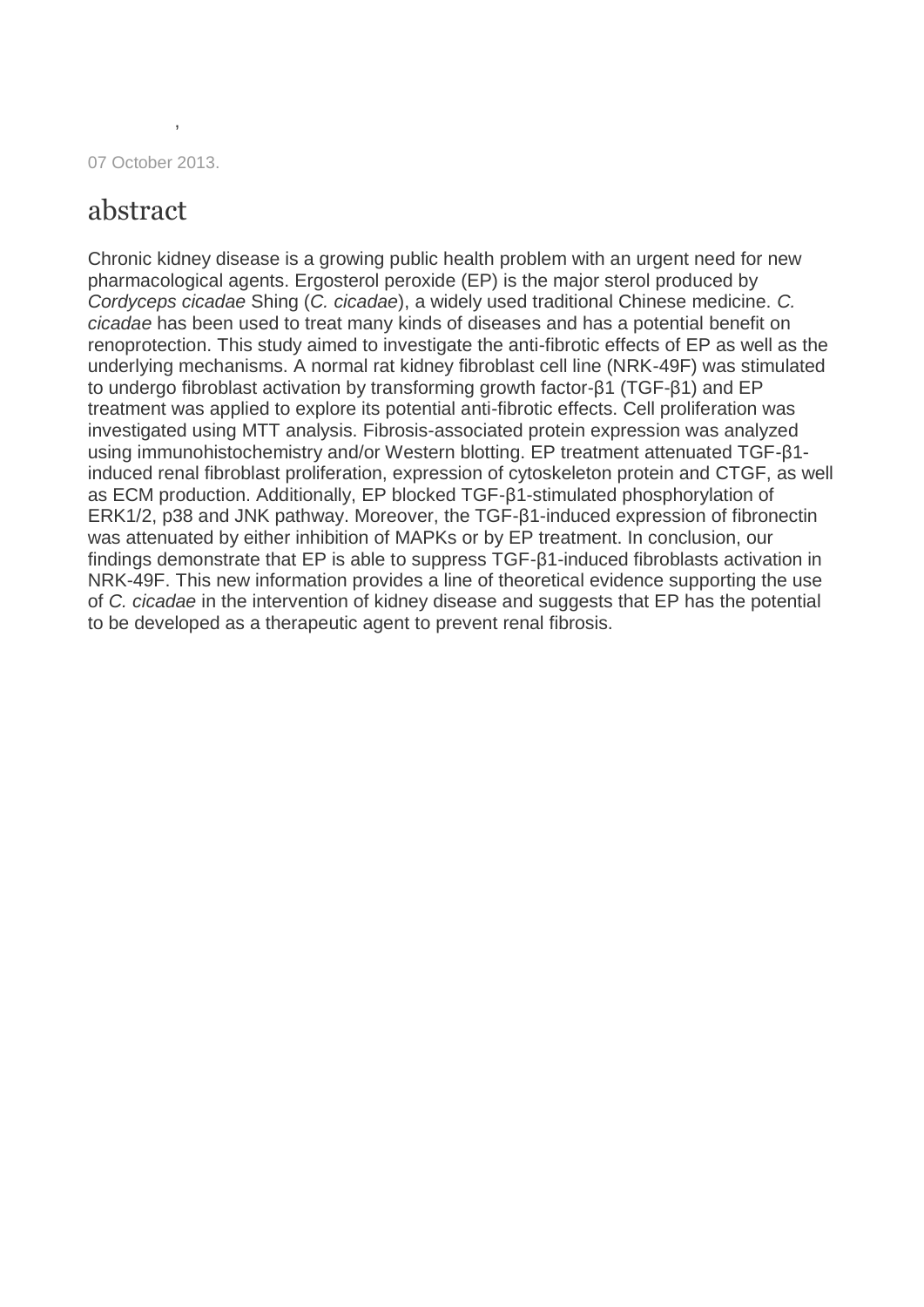,

07 October 2013.

## abstract

Chronic kidney disease is a growing public health problem with an urgent need for new pharmacological agents. Ergosterol peroxide (EP) is the major sterol produced by *Cordyceps cicadae* Shing (*C. cicadae*), a widely used traditional Chinese medicine. *C. cicadae* has been used to treat many kinds of diseases and has a potential benefit on renoprotection. This study aimed to investigate the anti-fibrotic effects of EP as well as the underlying mechanisms. A normal rat kidney fibroblast cell line (NRK-49F) was stimulated to undergo fibroblast activation by transforming growth factor-β1 (TGF-β1) and EP treatment was applied to explore its potential anti-fibrotic effects. Cell proliferation was investigated using MTT analysis. Fibrosis-associated protein expression was analyzed using immunohistochemistry and/or Western blotting. EP treatment attenuated TGF-β1-induced renal fibroblast proliferation, expression of cytoskeleton protein and CTGF, as well as ECM production. Additionally, EP blocked TGF-β1-stimulated phosphorylation of ERK1/2, p38 and JNK pathway. Moreover, the TGF-β1-induced expression of fibronectin was attenuated by either inhibition of MAPKs or by EP treatment. In conclusion, our findings demonstrate that EP is able to suppress TGF-β1-induced fibroblasts activation in NRK-49F. This new information provides a line of theoretical evidence supporting the use of *C. cicadae* in the intervention of kidney disease and suggests that EP has the potential to be developed as a therapeutic agent to prevent renal fibrosis.